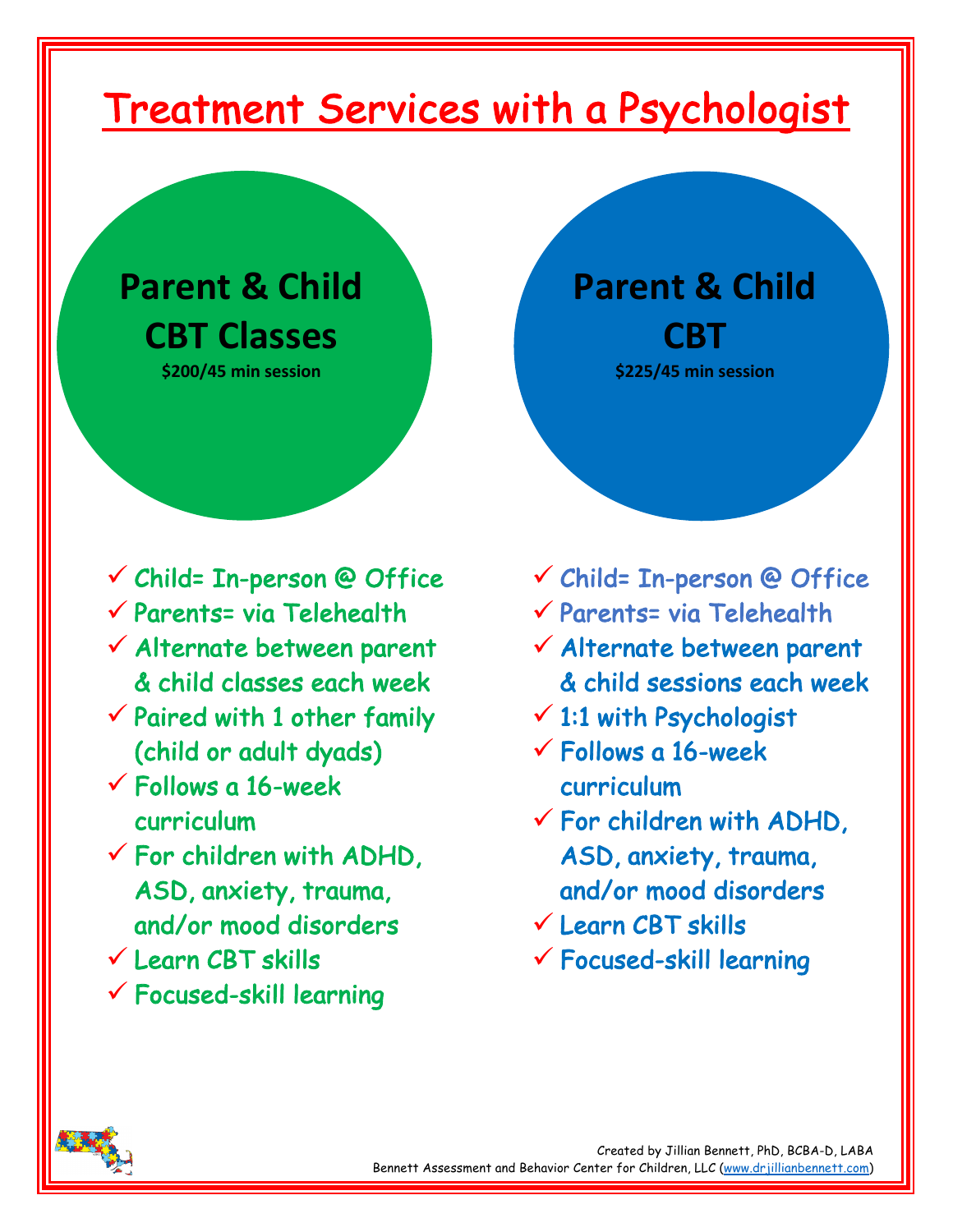# Treatment Services with a Psychologist

## Parent & Child CBT Classes

**$200/45 min session**

- ✓ Child= In-person @ Office
- ✓ Parents= via Telehealth
- ✓ Alternate between parent & child classes each week
- ✓ Paired with 1 other family (child or adult dyads)
- ✓ Follows a 16-week curriculum
- ✓ For children with ADHD, ASD, anxiety, trauma, and/or mood disorders
- ✓ Learn CBT skills
- ✓ Focused-skill learning

## Parent & Child CBT

**$225/45 min session**

- ✓ Child= In-person @ Office
- ✓ Parents= via Telehealth
- ✓ Alternate between parent & child sessions each week
- ✓ 1:1 with Psychologist
- ✓ Follows a 16-week curriculum
- ✓ For children with ADHD, ASD, anxiety, trauma, and/or mood disorders
- ✓ Learn CBT skills
- ✓ Focused-skill learning

Created by Jillian Bennett, PhD, BCBA-D, LABA
Bennett Assessment and Behavior Center for Children, LLC (www.drjillianbennett.com)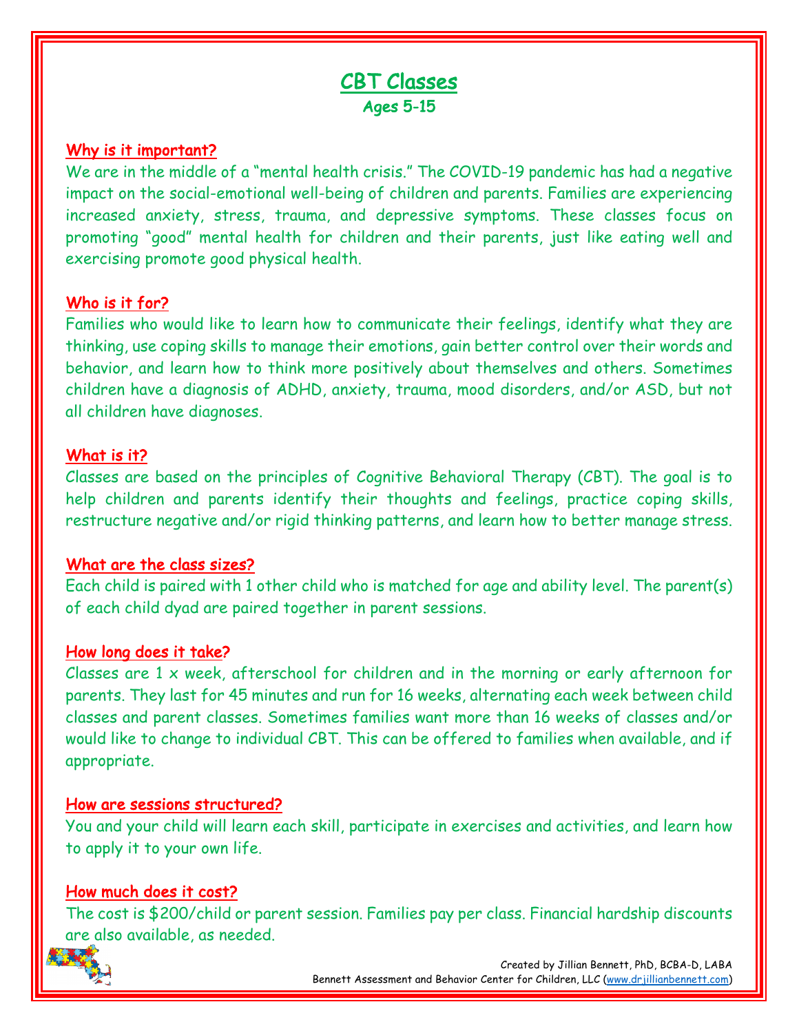# CBT Classes

## Ages 5-15

### Why is it important?

We are in the middle of a "mental health crisis." The COVID-19 pandemic has had a negative impact on the social-emotional well-being of children and parents. Families are experiencing increased anxiety, stress, trauma, and depressive symptoms. These classes focus on promoting "good" mental health for children and their parents, just like eating well and exercising promote good physical health.

### Who is it for?

Families who would like to learn how to communicate their feelings, identify what they are thinking, use coping skills to manage their emotions, gain better control over their words and behavior, and learn how to think more positively about themselves and others. Sometimes children have a diagnosis of ADHD, anxiety, trauma, mood disorders, and/or ASD, but not all children have diagnoses.

### What is it?

Classes are based on the principles of Cognitive Behavioral Therapy (CBT). The goal is to help children and parents identify their thoughts and feelings, practice coping skills, restructure negative and/or rigid thinking patterns, and learn how to better manage stress.

### What are the class sizes?

Each child is paired with 1 other child who is matched for age and ability level. The parent(s) of each child dyad are paired together in parent sessions.

### How long does it take?

Classes are 1 x week, afterschool for children and in the morning or early afternoon for parents. They last for 45 minutes and run for 16 weeks, alternating each week between child classes and parent classes. Sometimes families want more than 16 weeks of classes and/or would like to change to individual CBT. This can be offered to families when available, and if appropriate.

### How are sessions structured?

You and your child will learn each skill, participate in exercises and activities, and learn how to apply it to your own life.

### How much does it cost?

The cost is $200/child or parent session. Families pay per class. Financial hardship discounts are also available, as needed.

Created by Jillian Bennett, PhD, BCBA-D, LABA
Bennett Assessment and Behavior Center for Children, LLC (www.drjillianbennett.com)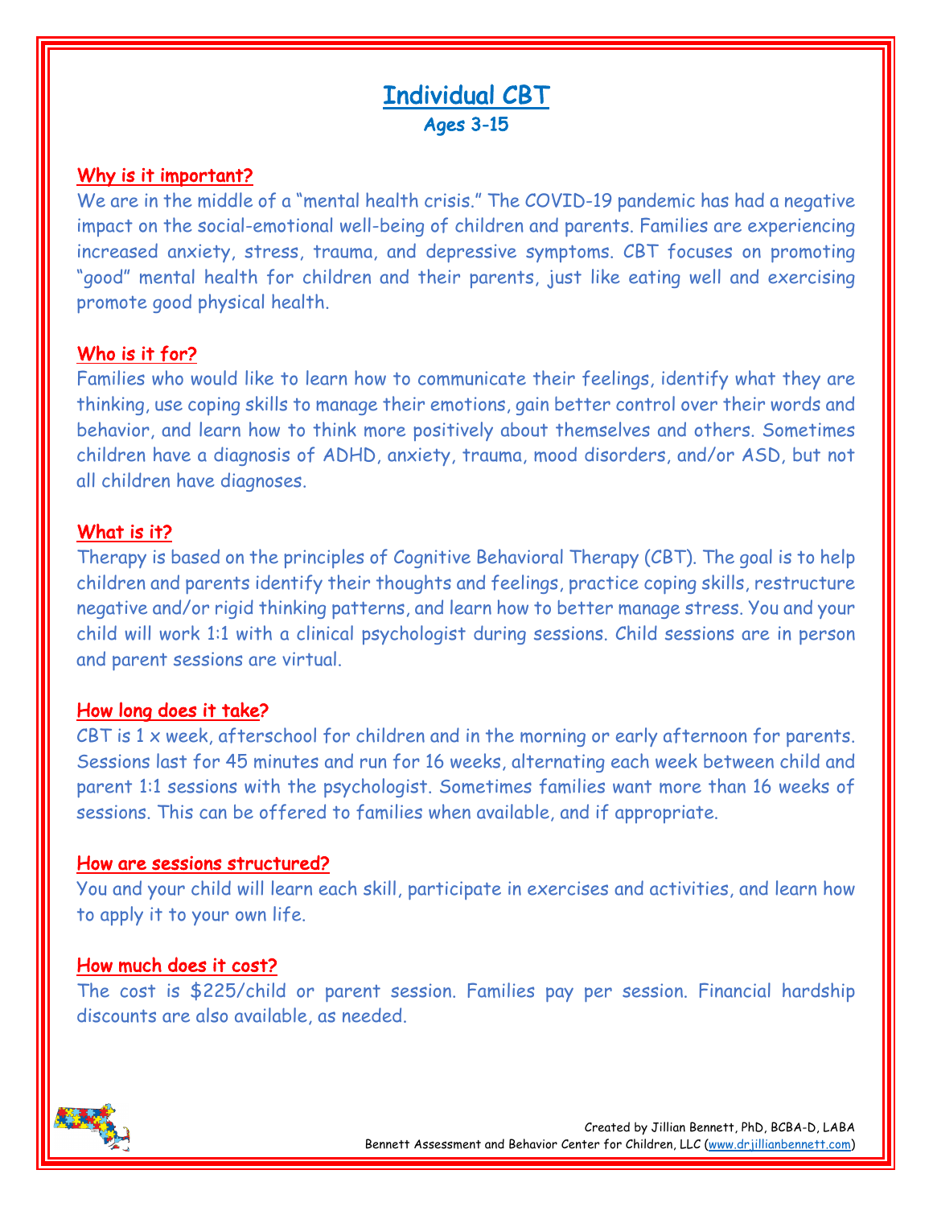# Individual CBT

## Ages 3-15

### Why is it important?

We are in the middle of a "mental health crisis." The COVID-19 pandemic has had a negative impact on the social-emotional well-being of children and parents. Families are experiencing increased anxiety, stress, trauma, and depressive symptoms. CBT focuses on promoting "good" mental health for children and their parents, just like eating well and exercising promote good physical health.

### Who is it for?

Families who would like to learn how to communicate their feelings, identify what they are thinking, use coping skills to manage their emotions, gain better control over their words and behavior, and learn how to think more positively about themselves and others. Sometimes children have a diagnosis of ADHD, anxiety, trauma, mood disorders, and/or ASD, but not all children have diagnoses.

### What is it?

Therapy is based on the principles of Cognitive Behavioral Therapy (CBT). The goal is to help children and parents identify their thoughts and feelings, practice coping skills, restructure negative and/or rigid thinking patterns, and learn how to better manage stress. You and your child will work 1:1 with a clinical psychologist during sessions. Child sessions are in person and parent sessions are virtual.

### How long does it take?

CBT is 1 x week, afterschool for children and in the morning or early afternoon for parents. Sessions last for 45 minutes and run for 16 weeks, alternating each week between child and parent 1:1 sessions with the psychologist. Sometimes families want more than 16 weeks of sessions. This can be offered to families when available, and if appropriate.

### How are sessions structured?

You and your child will learn each skill, participate in exercises and activities, and learn how to apply it to your own life.

### How much does it cost?

The cost is $225/child or parent session. Families pay per session. Financial hardship discounts are also available, as needed.

Created by Jillian Bennett, PhD, BCBA-D, LABA
Bennett Assessment and Behavior Center for Children, LLC (www.drjillianbennett.com)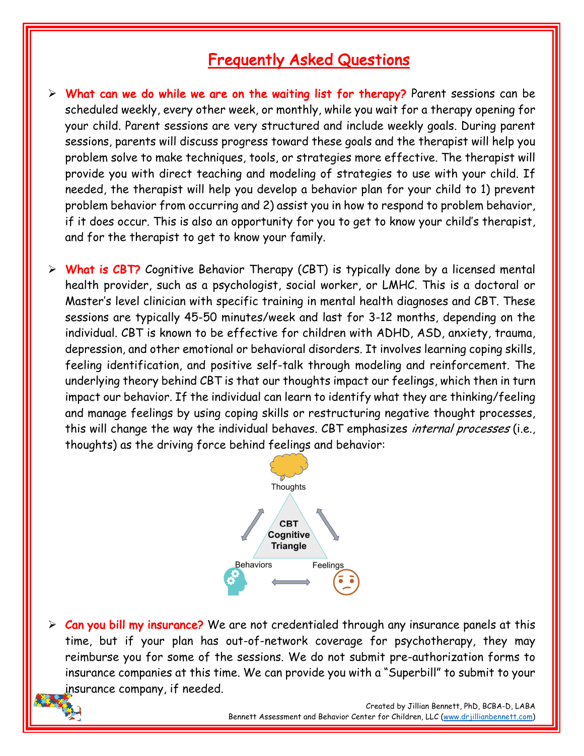# Frequently Asked Questions

- **What can we do while we are on the waiting list for therapy?** Parent sessions can be scheduled weekly, every other week, or monthly, while you wait for a therapy opening for your child. Parent sessions are very structured and include weekly goals. During parent sessions, parents will discuss progress toward these goals and the therapist will help you problem solve to make techniques, tools, or strategies more effective. The therapist will provide you with direct teaching and modeling of strategies to use with your child. If needed, the therapist will help you develop a behavior plan for your child to 1) prevent problem behavior from occurring and 2) assist you in how to respond to problem behavior, if it does occur. This is also an opportunity for you to get to know your child's therapist, and for the therapist to get to know your family.

- **What is CBT?** Cognitive Behavior Therapy (CBT) is typically done by a licensed mental health provider, such as a psychologist, social worker, or LMHC. This is a doctoral or Master's level clinician with specific training in mental health diagnoses and CBT. These sessions are typically 45-50 minutes/week and last for 3-12 months, depending on the individual. CBT is known to be effective for children with ADHD, ASD, anxiety, trauma, depression, and other emotional or behavioral disorders. It involves learning coping skills, feeling identification, and positive self-talk through modeling and reinforcement. The underlying theory behind CBT is that our thoughts impact our feelings, which then in turn impact our behavior. If the individual can learn to identify what they are thinking/feeling and manage feelings by using coping skills or restructuring negative thought processes, this will change the way the individual behaves. CBT emphasizes *internal processes* (i.e., thoughts) as the driving force behind feelings and behavior:

Thoughts

CBT Cognitive Triangle

Behaviors

Feelings

- **Can you bill my insurance?** We are not credentialed through any insurance panels at this time, but if your plan has out-of-network coverage for psychotherapy, they may reimburse you for some of the sessions. We do not submit pre-authorization forms to insurance companies at this time. We can provide you with a "Superbill" to submit to your insurance company, if needed.

Created by Jillian Bennett, PhD, BCBA-D, LABA
Bennett Assessment and Behavior Center for Children, LLC (www.drjillianbennett.com)